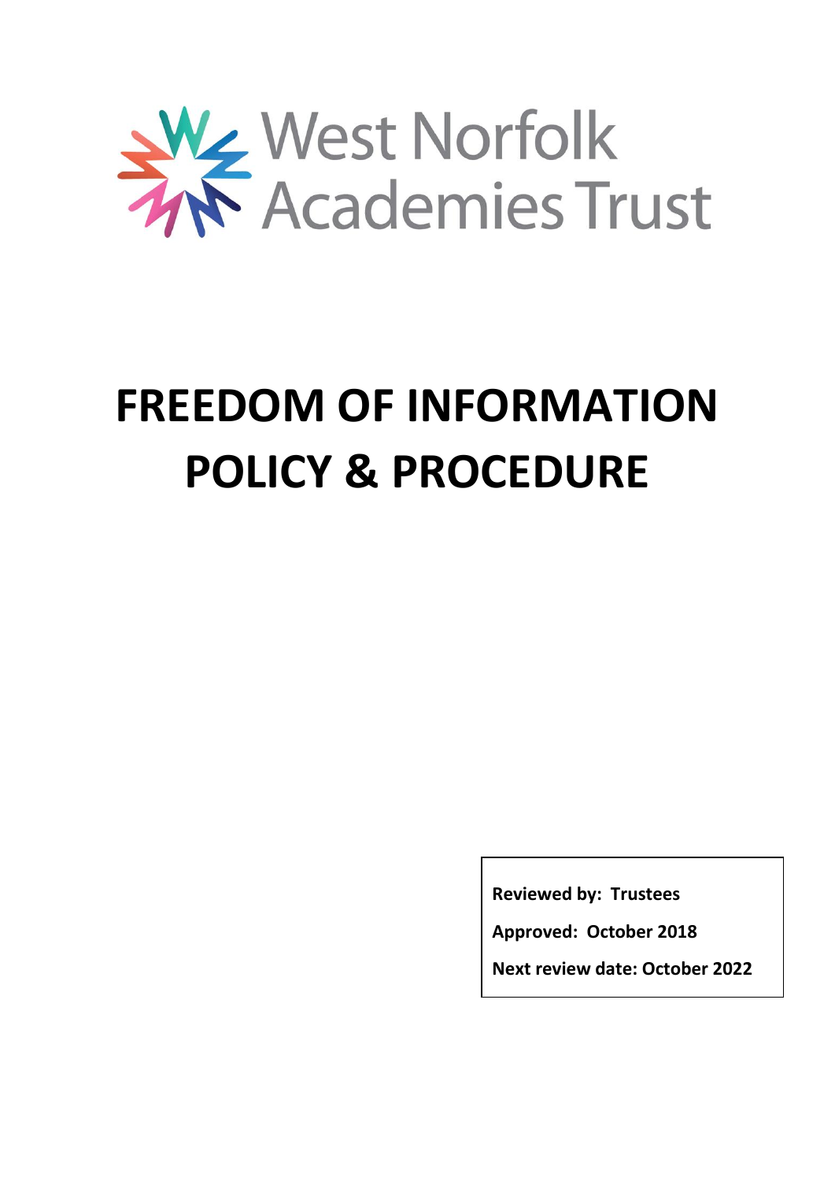West Norfolk Academies Trust

# FREEDOM OF INFORMATION POLICY & PROCEDURE

**Reviewed by: Trustees**

**Approved: October 2018**

**Next review date: October 2022**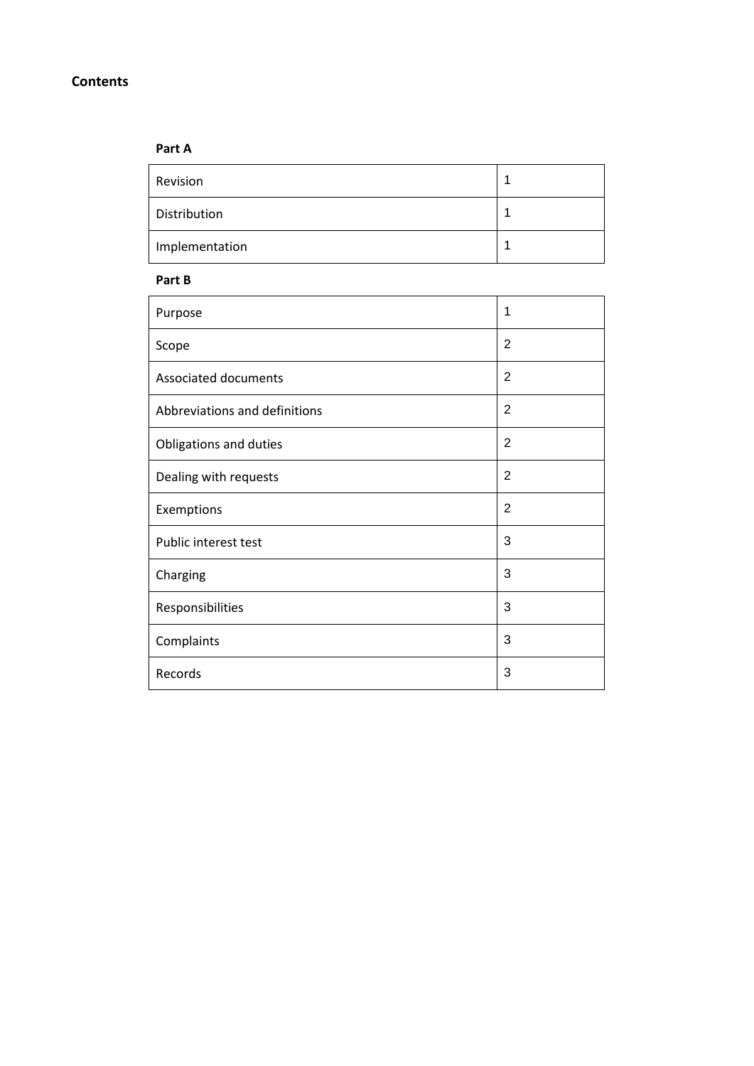**Contents**

**Part A**

| | |
|---|---|
| Revision | 1 |
| Distribution | 1 |
| Implementation | 1 |

**Part B**

| | |
|---|---|
| Purpose | 1 |
| Scope | 2 |
| Associated documents | 2 |
| Abbreviations and definitions | 2 |
| Obligations and duties | 2 |
| Dealing with requests | 2 |
| Exemptions | 2 |
| Public interest test | 3 |
| Charging | 3 |
| Responsibilities | 3 |
| Complaints | 3 |
| Records | 3 |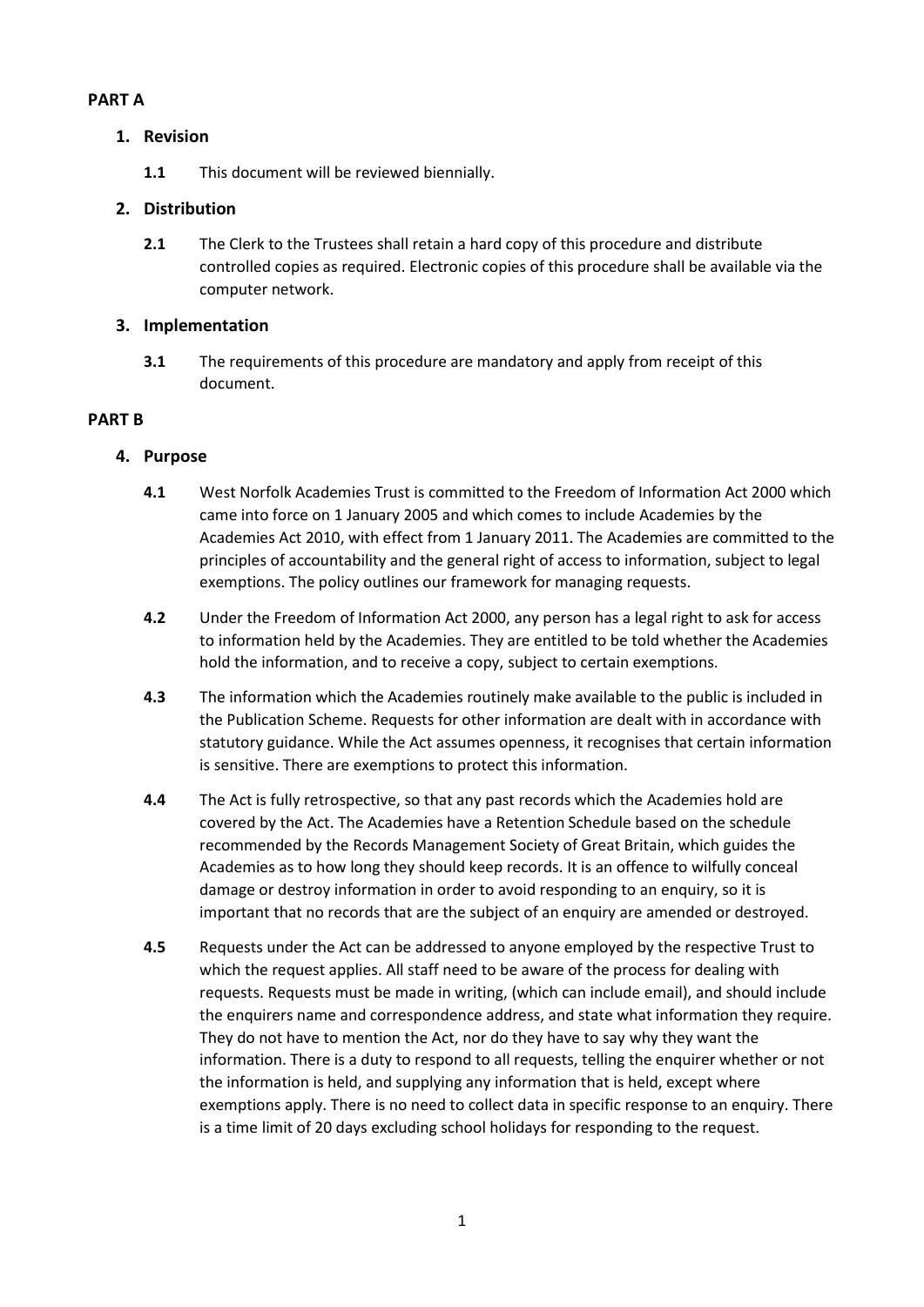**PART A**

## 1. Revision

**1.1** This document will be reviewed biennially.

## 2. Distribution

**2.1** The Clerk to the Trustees shall retain a hard copy of this procedure and distribute controlled copies as required. Electronic copies of this procedure shall be available via the computer network.

## 3. Implementation

**3.1** The requirements of this procedure are mandatory and apply from receipt of this document.

**PART B**

## 4. Purpose

**4.1** West Norfolk Academies Trust is committed to the Freedom of Information Act 2000 which came into force on 1 January 2005 and which comes to include Academies by the Academies Act 2010, with effect from 1 January 2011. The Academies are committed to the principles of accountability and the general right of access to information, subject to legal exemptions. The policy outlines our framework for managing requests.

**4.2** Under the Freedom of Information Act 2000, any person has a legal right to ask for access to information held by the Academies. They are entitled to be told whether the Academies hold the information, and to receive a copy, subject to certain exemptions.

**4.3** The information which the Academies routinely make available to the public is included in the Publication Scheme. Requests for other information are dealt with in accordance with statutory guidance. While the Act assumes openness, it recognises that certain information is sensitive. There are exemptions to protect this information.

**4.4** The Act is fully retrospective, so that any past records which the Academies hold are covered by the Act. The Academies have a Retention Schedule based on the schedule recommended by the Records Management Society of Great Britain, which guides the Academies as to how long they should keep records. It is an offence to wilfully conceal damage or destroy information in order to avoid responding to an enquiry, so it is important that no records that are the subject of an enquiry are amended or destroyed.

**4.5** Requests under the Act can be addressed to anyone employed by the respective Trust to which the request applies. All staff need to be aware of the process for dealing with requests. Requests must be made in writing, (which can include email), and should include the enquirers name and correspondence address, and state what information they require. They do not have to mention the Act, nor do they have to say why they want the information. There is a duty to respond to all requests, telling the enquirer whether or not the information is held, and supplying any information that is held, except where exemptions apply. There is no need to collect data in specific response to an enquiry. There is a time limit of 20 days excluding school holidays for responding to the request.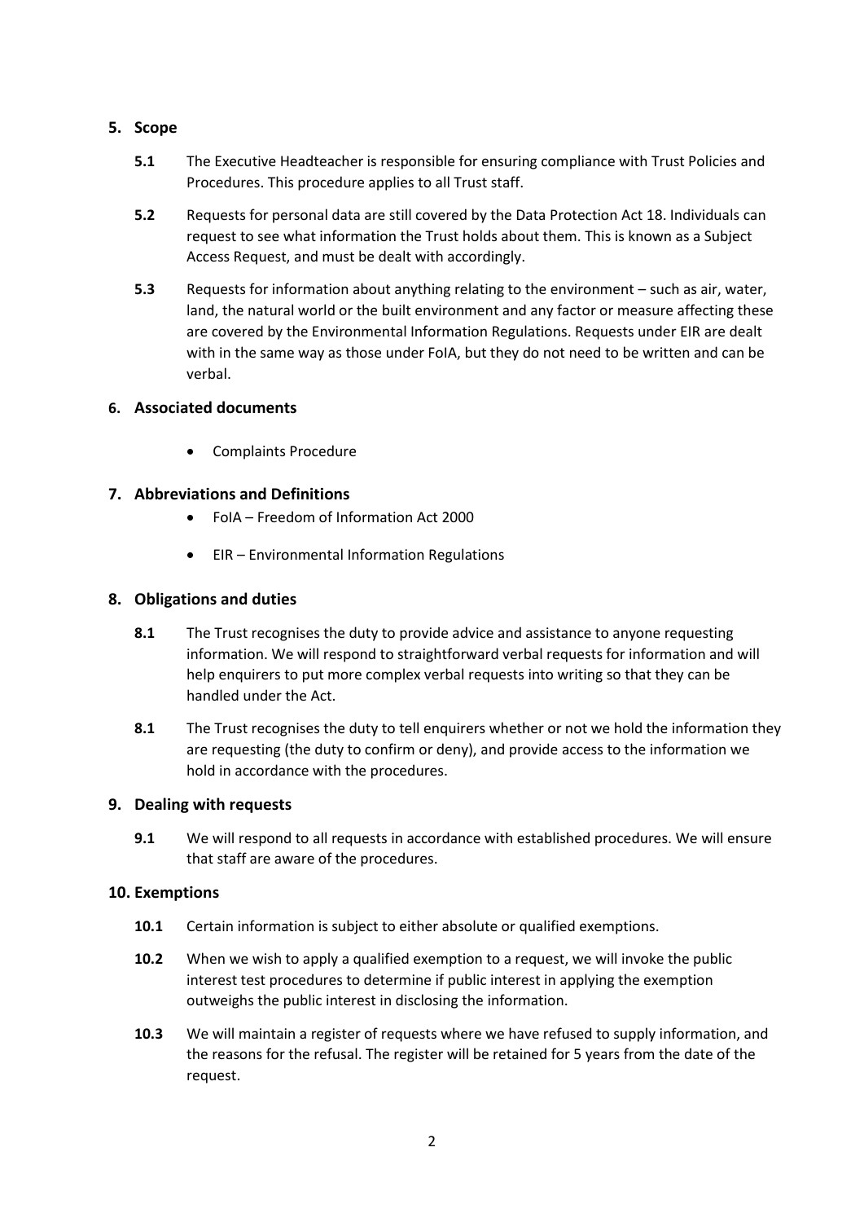## 5. Scope

**5.1** The Executive Headteacher is responsible for ensuring compliance with Trust Policies and Procedures. This procedure applies to all Trust staff.

**5.2** Requests for personal data are still covered by the Data Protection Act 18. Individuals can request to see what information the Trust holds about them. This is known as a Subject Access Request, and must be dealt with accordingly.

**5.3** Requests for information about anything relating to the environment – such as air, water, land, the natural world or the built environment and any factor or measure affecting these are covered by the Environmental Information Regulations. Requests under EIR are dealt with in the same way as those under FoIA, but they do not need to be written and can be verbal.

## 6. Associated documents

- Complaints Procedure

## 7. Abbreviations and Definitions

- FoIA – Freedom of Information Act 2000
- EIR – Environmental Information Regulations

## 8. Obligations and duties

**8.1** The Trust recognises the duty to provide advice and assistance to anyone requesting information. We will respond to straightforward verbal requests for information and will help enquirers to put more complex verbal requests into writing so that they can be handled under the Act.

**8.1** The Trust recognises the duty to tell enquirers whether or not we hold the information they are requesting (the duty to confirm or deny), and provide access to the information we hold in accordance with the procedures.

## 9. Dealing with requests

**9.1** We will respond to all requests in accordance with established procedures. We will ensure that staff are aware of the procedures.

## 10. Exemptions

**10.1** Certain information is subject to either absolute or qualified exemptions.

**10.2** When we wish to apply a qualified exemption to a request, we will invoke the public interest test procedures to determine if public interest in applying the exemption outweighs the public interest in disclosing the information.

**10.3** We will maintain a register of requests where we have refused to supply information, and the reasons for the refusal. The register will be retained for 5 years from the date of the request.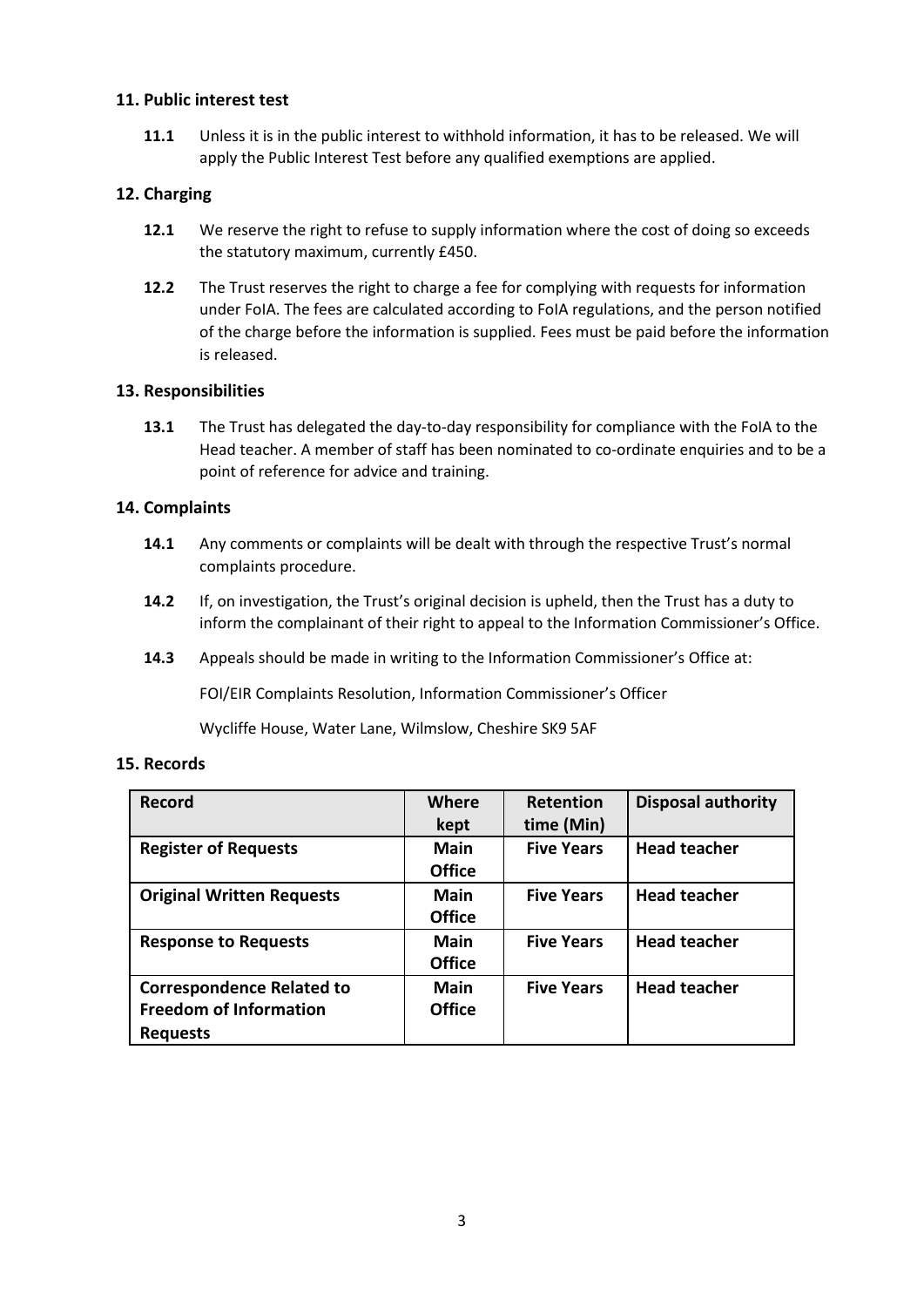## 11. Public interest test

**11.1** Unless it is in the public interest to withhold information, it has to be released. We will apply the Public Interest Test before any qualified exemptions are applied.

## 12. Charging

**12.1** We reserve the right to refuse to supply information where the cost of doing so exceeds the statutory maximum, currently £450.

**12.2** The Trust reserves the right to charge a fee for complying with requests for information under FoIA. The fees are calculated according to FoIA regulations, and the person notified of the charge before the information is supplied. Fees must be paid before the information is released.

## 13. Responsibilities

**13.1** The Trust has delegated the day-to-day responsibility for compliance with the FoIA to the Head teacher. A member of staff has been nominated to co-ordinate enquiries and to be a point of reference for advice and training.

## 14. Complaints

**14.1** Any comments or complaints will be dealt with through the respective Trust's normal complaints procedure.

**14.2** If, on investigation, the Trust's original decision is upheld, then the Trust has a duty to inform the complainant of their right to appeal to the Information Commissioner's Office.

**14.3** Appeals should be made in writing to the Information Commissioner's Office at:

FOI/EIR Complaints Resolution, Information Commissioner's Officer

Wycliffe House, Water Lane, Wilmslow, Cheshire SK9 5AF

## 15. Records

| Record | Where kept | Retention time (Min) | Disposal authority |
|---|---|---|---|
| **Register of Requests** | **Main Office** | **Five Years** | **Head teacher** |
| **Original Written Requests** | **Main Office** | **Five Years** | **Head teacher** |
| **Response to Requests** | **Main Office** | **Five Years** | **Head teacher** |
| **Correspondence Related to Freedom of Information Requests** | **Main Office** | **Five Years** | **Head teacher** |